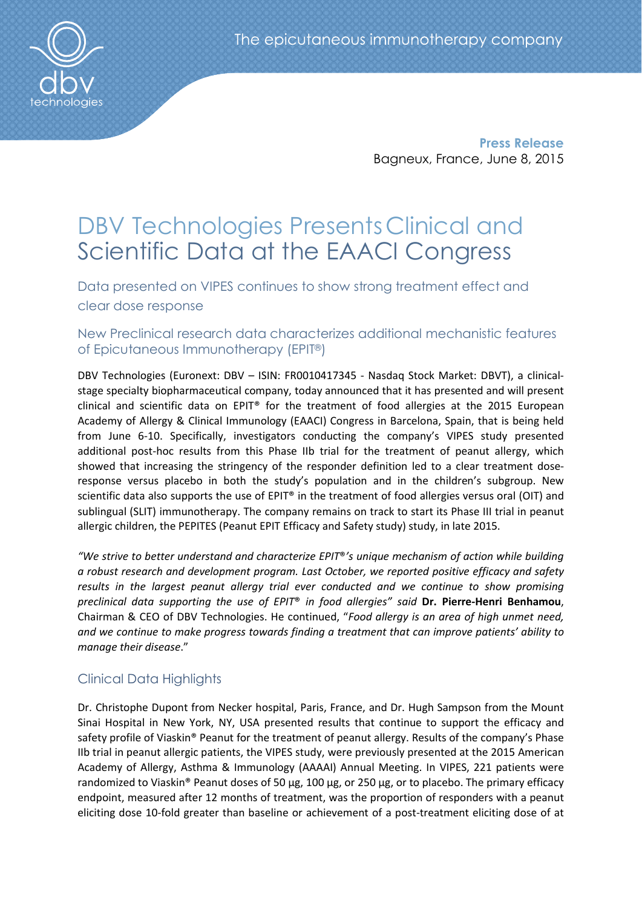**Press Release**
Bagneux, France, June 8, 2015

# DBV Technologies Presents Clinical and Scientific Data at the EAACI Congress

## Data presented on VIPES continues to show strong treatment effect and clear dose response

## New Preclinical research data characterizes additional mechanistic features of Epicutaneous Immunotherapy (EPIT®)

DBV Technologies (Euronext: DBV – ISIN: FR0010417345 - Nasdaq Stock Market: DBVT), a clinical-stage specialty biopharmaceutical company, today announced that it has presented and will present clinical and scientific data on EPIT® for the treatment of food allergies at the 2015 European Academy of Allergy & Clinical Immunology (EAACI) Congress in Barcelona, Spain, that is being held from June 6-10. Specifically, investigators conducting the company's VIPES study presented additional post-hoc results from this Phase IIb trial for the treatment of peanut allergy, which showed that increasing the stringency of the responder definition led to a clear treatment dose-response versus placebo in both the study's population and in the children's subgroup. New scientific data also supports the use of EPIT® in the treatment of food allergies versus oral (OIT) and sublingual (SLIT) immunotherapy. The company remains on track to start its Phase III trial in peanut allergic children, the PEPITES (Peanut EPIT Efficacy and Safety study) study, in late 2015.

*"We strive to better understand and characterize EPIT®'s unique mechanism of action while building a robust research and development program. Last October, we reported positive efficacy and safety results in the largest peanut allergy trial ever conducted and we continue to show promising preclinical data supporting the use of EPIT® in food allergies" said* **Dr. Pierre-Henri Benhamou**, Chairman & CEO of DBV Technologies. He continued, "*Food allergy is an area of high unmet need, and we continue to make progress towards finding a treatment that can improve patients' ability to manage their disease*."

## Clinical Data Highlights

Dr. Christophe Dupont from Necker hospital, Paris, France, and Dr. Hugh Sampson from the Mount Sinai Hospital in New York, NY, USA presented results that continue to support the efficacy and safety profile of Viaskin® Peanut for the treatment of peanut allergy. Results of the company's Phase IIb trial in peanut allergic patients, the VIPES study, were previously presented at the 2015 American Academy of Allergy, Asthma & Immunology (AAAAI) Annual Meeting. In VIPES, 221 patients were randomized to Viaskin® Peanut doses of 50 µg, 100 µg, or 250 µg, or to placebo. The primary efficacy endpoint, measured after 12 months of treatment, was the proportion of responders with a peanut eliciting dose 10-fold greater than baseline or achievement of a post-treatment eliciting dose of at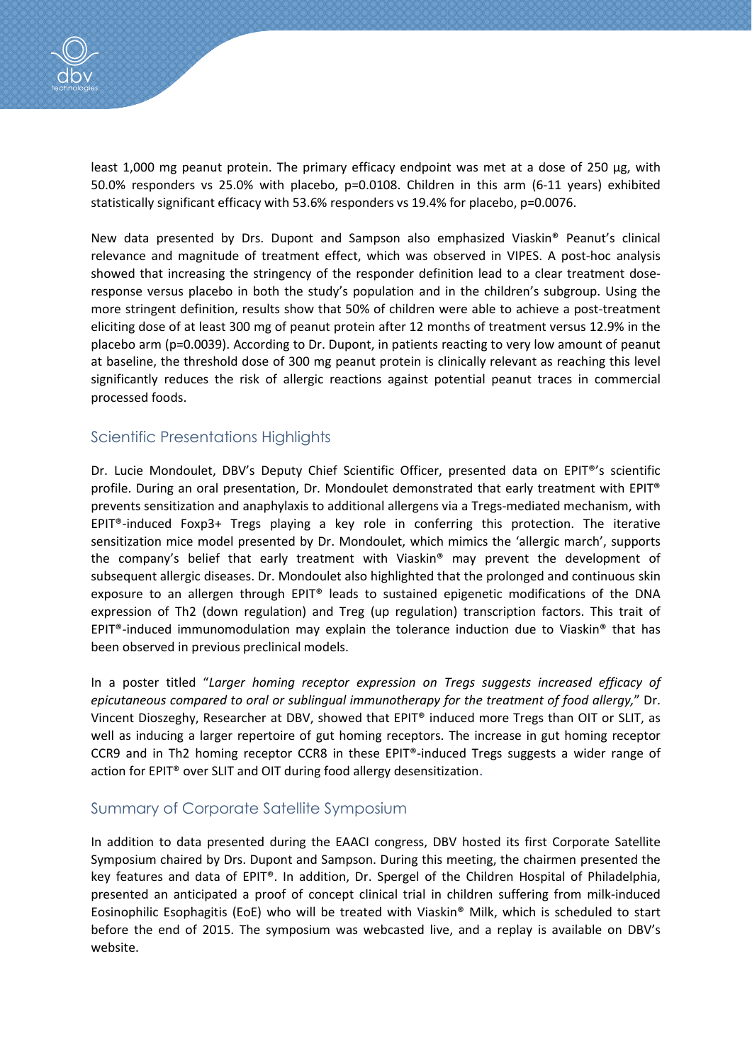least 1,000 mg peanut protein. The primary efficacy endpoint was met at a dose of 250 µg, with 50.0% responders vs 25.0% with placebo, p=0.0108. Children in this arm (6-11 years) exhibited statistically significant efficacy with 53.6% responders vs 19.4% for placebo, p=0.0076.

New data presented by Drs. Dupont and Sampson also emphasized Viaskin® Peanut's clinical relevance and magnitude of treatment effect, which was observed in VIPES. A post-hoc analysis showed that increasing the stringency of the responder definition lead to a clear treatment dose-response versus placebo in both the study's population and in the children's subgroup. Using the more stringent definition, results show that 50% of children were able to achieve a post-treatment eliciting dose of at least 300 mg of peanut protein after 12 months of treatment versus 12.9% in the placebo arm (p=0.0039). According to Dr. Dupont, in patients reacting to very low amount of peanut at baseline, the threshold dose of 300 mg peanut protein is clinically relevant as reaching this level significantly reduces the risk of allergic reactions against potential peanut traces in commercial processed foods.

## Scientific Presentations Highlights

Dr. Lucie Mondoulet, DBV's Deputy Chief Scientific Officer, presented data on EPIT®'s scientific profile. During an oral presentation, Dr. Mondoulet demonstrated that early treatment with EPIT® prevents sensitization and anaphylaxis to additional allergens via a Tregs-mediated mechanism, with EPIT®-induced Foxp3+ Tregs playing a key role in conferring this protection. The iterative sensitization mice model presented by Dr. Mondoulet, which mimics the 'allergic march', supports the company's belief that early treatment with Viaskin® may prevent the development of subsequent allergic diseases. Dr. Mondoulet also highlighted that the prolonged and continuous skin exposure to an allergen through EPIT® leads to sustained epigenetic modifications of the DNA expression of Th2 (down regulation) and Treg (up regulation) transcription factors. This trait of EPIT®-induced immunomodulation may explain the tolerance induction due to Viaskin® that has been observed in previous preclinical models.

In a poster titled "*Larger homing receptor expression on Tregs suggests increased efficacy of epicutaneous compared to oral or sublingual immunotherapy for the treatment of food allergy,*" Dr. Vincent Dioszeghy, Researcher at DBV, showed that EPIT® induced more Tregs than OIT or SLIT, as well as inducing a larger repertoire of gut homing receptors. The increase in gut homing receptor CCR9 and in Th2 homing receptor CCR8 in these EPIT®-induced Tregs suggests a wider range of action for EPIT® over SLIT and OIT during food allergy desensitization.

## Summary of Corporate Satellite Symposium

In addition to data presented during the EAACI congress, DBV hosted its first Corporate Satellite Symposium chaired by Drs. Dupont and Sampson. During this meeting, the chairmen presented the key features and data of EPIT®. In addition, Dr. Spergel of the Children Hospital of Philadelphia, presented an anticipated a proof of concept clinical trial in children suffering from milk-induced Eosinophilic Esophagitis (EoE) who will be treated with Viaskin® Milk, which is scheduled to start before the end of 2015. The symposium was webcasted live, and a replay is available on DBV's website.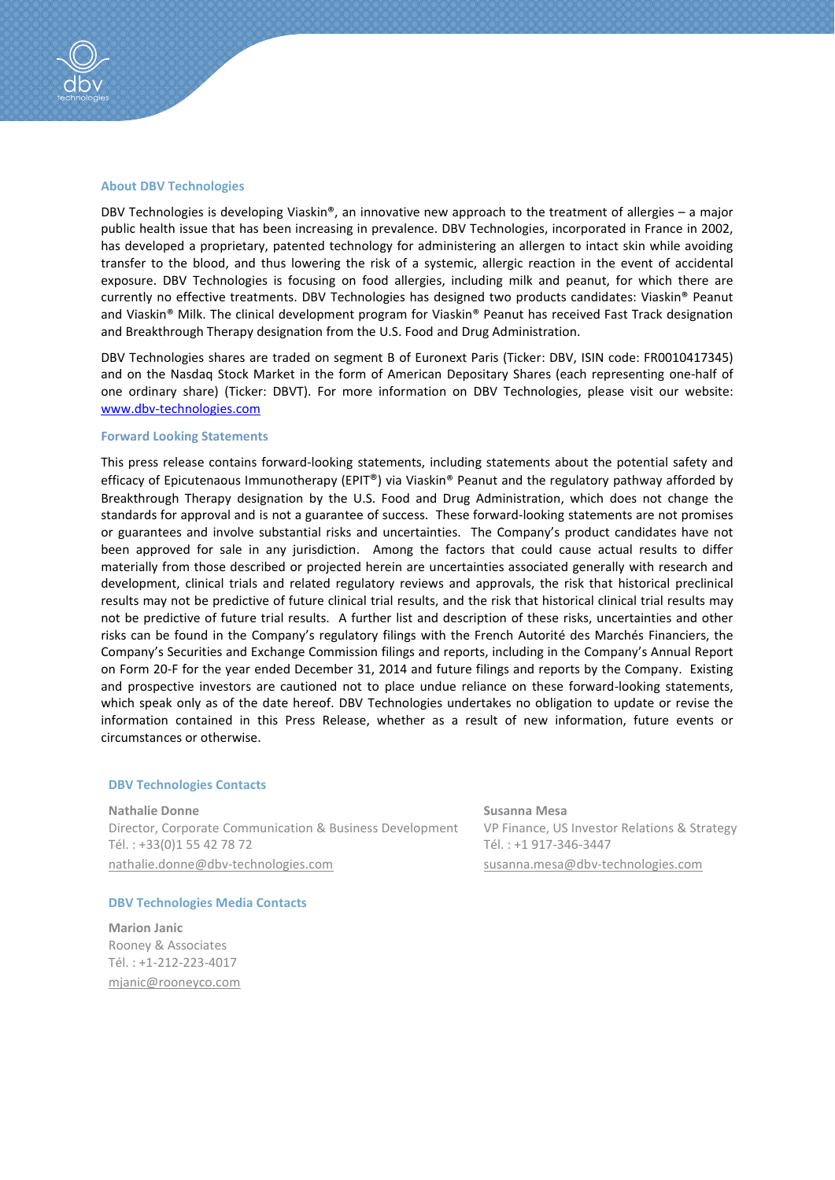## About DBV Technologies

DBV Technologies is developing Viaskin®, an innovative new approach to the treatment of allergies – a major public health issue that has been increasing in prevalence. DBV Technologies, incorporated in France in 2002, has developed a proprietary, patented technology for administering an allergen to intact skin while avoiding transfer to the blood, and thus lowering the risk of a systemic, allergic reaction in the event of accidental exposure. DBV Technologies is focusing on food allergies, including milk and peanut, for which there are currently no effective treatments. DBV Technologies has designed two products candidates: Viaskin® Peanut and Viaskin® Milk. The clinical development program for Viaskin® Peanut has received Fast Track designation and Breakthrough Therapy designation from the U.S. Food and Drug Administration.

DBV Technologies shares are traded on segment B of Euronext Paris (Ticker: DBV, ISIN code: FR0010417345) and on the Nasdaq Stock Market in the form of American Depositary Shares (each representing one-half of one ordinary share) (Ticker: DBVT). For more information on DBV Technologies, please visit our website: www.dbv-technologies.com

## Forward Looking Statements

This press release contains forward-looking statements, including statements about the potential safety and efficacy of Epicutenaous Immunotherapy (EPIT®) via Viaskin® Peanut and the regulatory pathway afforded by Breakthrough Therapy designation by the U.S. Food and Drug Administration, which does not change the standards for approval and is not a guarantee of success. These forward-looking statements are not promises or guarantees and involve substantial risks and uncertainties. The Company's product candidates have not been approved for sale in any jurisdiction. Among the factors that could cause actual results to differ materially from those described or projected herein are uncertainties associated generally with research and development, clinical trials and related regulatory reviews and approvals, the risk that historical preclinical results may not be predictive of future clinical trial results, and the risk that historical clinical trial results may not be predictive of future trial results. A further list and description of these risks, uncertainties and other risks can be found in the Company's regulatory filings with the French Autorité des Marchés Financiers, the Company's Securities and Exchange Commission filings and reports, including in the Company's Annual Report on Form 20-F for the year ended December 31, 2014 and future filings and reports by the Company. Existing and prospective investors are cautioned not to place undue reliance on these forward-looking statements, which speak only as of the date hereof. DBV Technologies undertakes no obligation to update or revise the information contained in this Press Release, whether as a result of new information, future events or circumstances or otherwise.

### DBV Technologies Contacts

**Nathalie Donne**
Director, Corporate Communication & Business Development
Tél. : +33(0)1 55 42 78 72
nathalie.donne@dbv-technologies.com

**Susanna Mesa**
VP Finance, US Investor Relations & Strategy
Tél. : +1 917-346-3447
susanna.mesa@dbv-technologies.com

### DBV Technologies Media Contacts

**Marion Janic**
Rooney & Associates
Tél. : +1-212-223-4017
mjanic@rooneyco.com